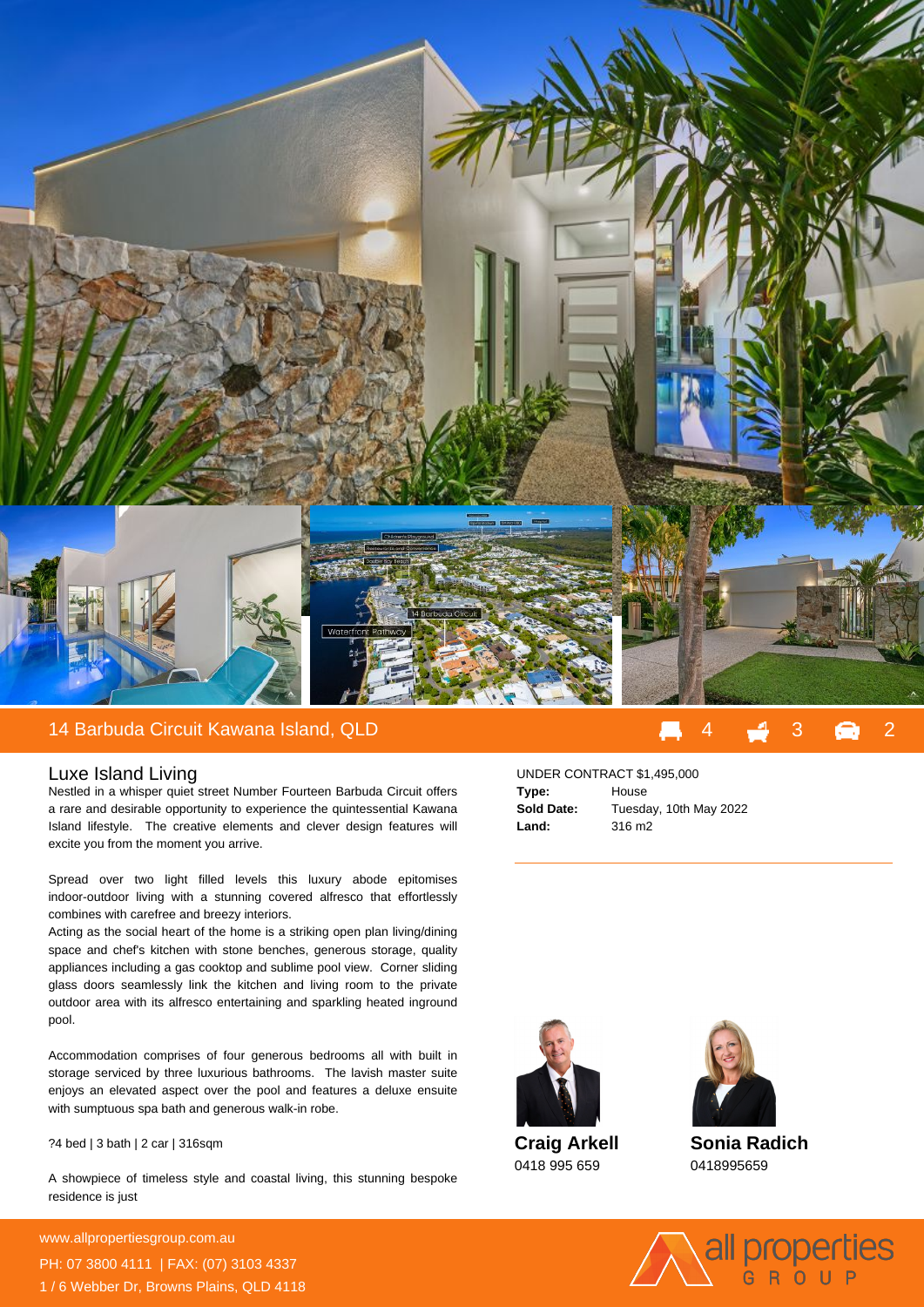## 14 Barbuda Circuit Kawana Island, QLD

4 3 2

### Luxe Island Living

Nestled in a whisper quiet street Number Fourteen Barbuda Circuit offers a rare and desirable opportunity to experience the quintessential Kawana Island lifestyle. The creative elements and clever design features will excite you from the moment you arrive.

Spread over two light filled levels this luxury abode epitomises indoor-outdoor living with a stunning covered alfresco that effortlessly combines with carefree and breezy interiors.
Acting as the social heart of the home is a striking open plan living/dining space and chef's kitchen with stone benches, generous storage, quality appliances including a gas cooktop and sublime pool view. Corner sliding glass doors seamlessly link the kitchen and living room to the private outdoor area with its alfresco entertaining and sparkling heated inground pool.

Accommodation comprises of four generous bedrooms all with built in storage serviced by three luxurious bathrooms. The lavish master suite enjoys an elevated aspect over the pool and features a deluxe ensuite with sumptuous spa bath and generous walk-in robe.

?4 bed | 3 bath | 2 car | 316sqm

A showpiece of timeless style and coastal living, this stunning bespoke residence is just

UNDER CONTRACT $1,495,000

| | |
|---|---|
| **Type:** | House |
| **Sold Date:** | Tuesday, 10th May 2022 |
| **Land:** | 316 m2 |

**Craig Arkell**
0418 995 659

**Sonia Radich**
0418995659

www.allpropertiesgroup.com.au
PH: 07 3800 4111 | FAX: (07) 3103 4337
1 / 6 Webber Dr, Browns Plains, QLD 4118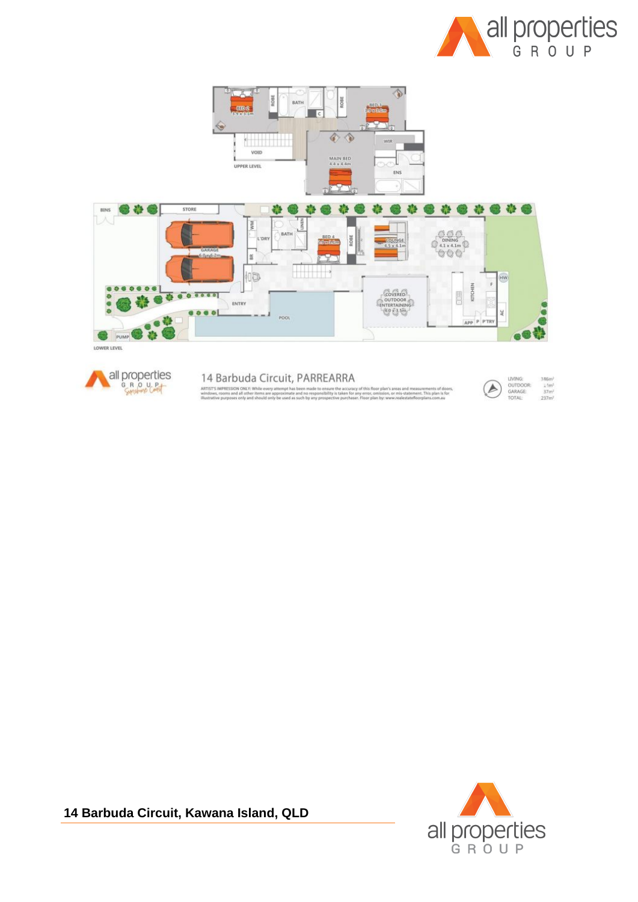14 Barbuda Circuit, PARREARRA

ARTIST'S IMPRESSION ONLY: While every attempt has been made to ensure the accuracy of this floor plan's areas and measurements of doors, windows, rooms and all other items are approximate and no responsibility is taken for any error, omission, or mis-statement. This plan is for illustrative purposes only and should only be used as such by any prospective purchaser. Floor plan by: www.realestatefloorplans.com.au

LIVING: 186m²
OUTDOOR: 14m²
GARAGE: 37m²
TOTAL: 237m²

**14 Barbuda Circuit, Kawana Island, QLD**